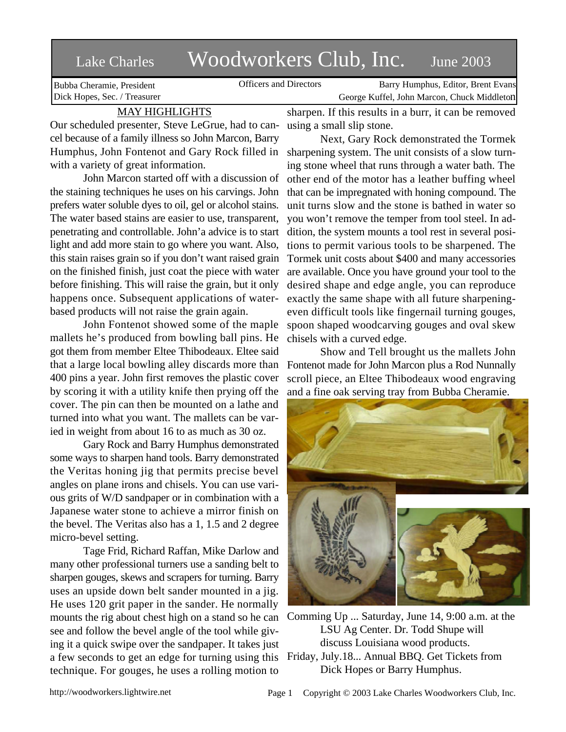# Lake Charles Woodworkers Club, Inc. June 2003

Bubba Cheramie, President
Dick Hopes, Sec. / Treasurer

Officers and Directors

Barry Humphus, Editor, Brent Evans
George Kuffel, John Marcon, Chuck Middleton

## MAY HIGHLIGHTS

Our scheduled presenter, Steve LeGrue, had to cancel because of a family illness so John Marcon, Barry Humphus, John Fontenot and Gary Rock filled in with a variety of great information.

John Marcon started off with a discussion of the staining techniques he uses on his carvings. John prefers water soluble dyes to oil, gel or alcohol stains. The water based stains are easier to use, transparent, penetrating and controllable. John'a advice is to start light and add more stain to go where you want. Also, this stain raises grain so if you don't want raised grain on the finished finish, just coat the piece with water before finishing. This will raise the grain, but it only happens once. Subsequent applications of water-based products will not raise the grain again.

John Fontenot showed some of the maple mallets he's produced from bowling ball pins. He got them from member Eltee Thibodeaux. Eltee said that a large local bowling alley discards more than 400 pins a year. John first removes the plastic cover by scoring it with a utility knife then prying off the cover. The pin can then be mounted on a lathe and turned into what you want. The mallets can be varied in weight from about 16 to as much as 30 oz.

Gary Rock and Barry Humphus demonstrated some ways to sharpen hand tools. Barry demonstrated the Veritas honing jig that permits precise bevel angles on plane irons and chisels. You can use various grits of W/D sandpaper or in combination with a Japanese water stone to achieve a mirror finish on the bevel. The Veritas also has a 1, 1.5 and 2 degree micro-bevel setting.

Tage Frid, Richard Raffan, Mike Darlow and many other professional turners use a sanding belt to sharpen gouges, skews and scrapers for turning. Barry uses an upside down belt sander mounted in a jig. He uses 120 grit paper in the sander. He normally mounts the rig about chest high on a stand so he can see and follow the bevel angle of the tool while giving it a quick swipe over the sandpaper. It takes just a few seconds to get an edge for turning using this technique. For gouges, he uses a rolling motion to sharpen. If this results in a burr, it can be removed using a small slip stone.

Next, Gary Rock demonstrated the Tormek sharpening system. The unit consists of a slow turning stone wheel that runs through a water bath. The other end of the motor has a leather buffing wheel that can be impregnated with honing compound. The unit turns slow and the stone is bathed in water so you won't remove the temper from tool steel. In addition, the system mounts a tool rest in several positions to permit various tools to be sharpened. The Tormek unit costs about $400 and many accessories are available. Once you have ground your tool to the desired shape and edge angle, you can reproduce exactly the same shape with all future sharpening-even difficult tools like fingernail turning gouges, spoon shaped woodcarving gouges and oval skew chisels with a curved edge.

Show and Tell brought us the mallets John Fontenot made for John Marcon plus a Rod Nunnally scroll piece, an Eltee Thibodeaux wood engraving and a fine oak serving tray from Bubba Cheramie.

Comming Up ... Saturday, June 14, 9:00 a.m. at the LSU Ag Center. Dr. Todd Shupe will discuss Louisiana wood products.

Friday, July.18... Annual BBQ. Get Tickets from Dick Hopes or Barry Humphus.

http://woodworkers.lightwire.net

Copyright © 2003 Lake Charles Woodworkers Club, Inc.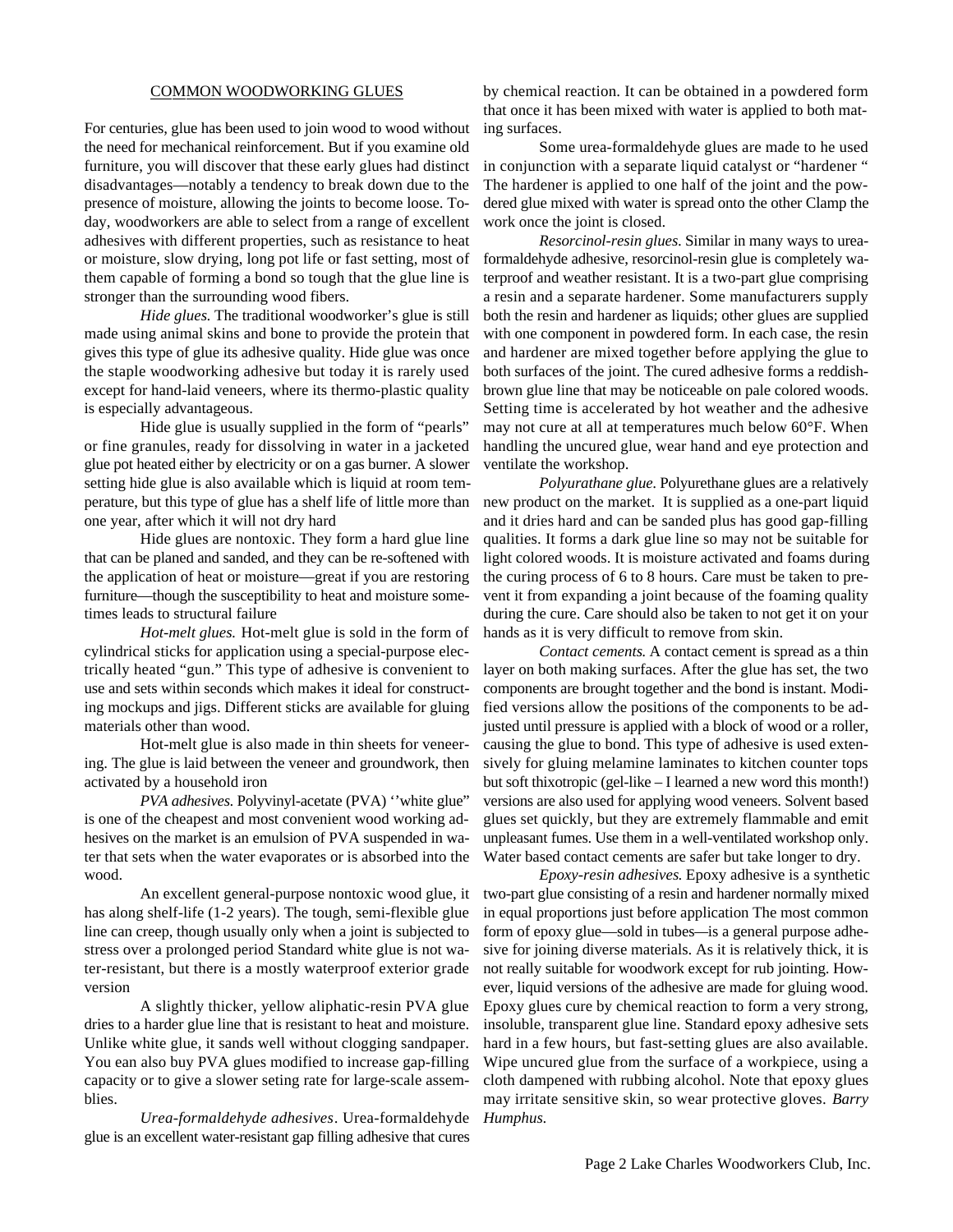## COMMON WOODWORKING GLUES

For centuries, glue has been used to join wood to wood without the need for mechanical reinforcement. But if you examine old furniture, you will discover that these early glues had distinct disadvantages—notably a tendency to break down due to the presence of moisture, allowing the joints to become loose. Today, woodworkers are able to select from a range of excellent adhesives with different properties, such as resistance to heat or moisture, slow drying, long pot life or fast setting, most of them capable of forming a bond so tough that the glue line is stronger than the surrounding wood fibers.

*Hide glues.* The traditional woodworker's glue is still made using animal skins and bone to provide the protein that gives this type of glue its adhesive quality. Hide glue was once the staple woodworking adhesive but today it is rarely used except for hand-laid veneers, where its thermo-plastic quality is especially advantageous.

Hide glue is usually supplied in the form of "pearls" or fine granules, ready for dissolving in water in a jacketed glue pot heated either by electricity or on a gas burner. A slower setting hide glue is also available which is liquid at room temperature, but this type of glue has a shelf life of little more than one year, after which it will not dry hard

Hide glues are nontoxic. They form a hard glue line that can be planed and sanded, and they can be re-softened with the application of heat or moisture—great if you are restoring furniture—though the susceptibility to heat and moisture sometimes leads to structural failure

*Hot-melt glues.* Hot-melt glue is sold in the form of cylindrical sticks for application using a special-purpose electrically heated "gun." This type of adhesive is convenient to use and sets within seconds which makes it ideal for constructing mockups and jigs. Different sticks are available for gluing materials other than wood.

Hot-melt glue is also made in thin sheets for veneering. The glue is laid between the veneer and groundwork, then activated by a household iron

*PVA adhesives.* Polyvinyl-acetate (PVA) ''white glue" is one of the cheapest and most convenient wood working adhesives on the market is an emulsion of PVA suspended in water that sets when the water evaporates or is absorbed into the wood.

An excellent general-purpose nontoxic wood glue, it has along shelf-life (1-2 years). The tough, semi-flexible glue line can creep, though usually only when a joint is subjected to stress over a prolonged period Standard white glue is not water-resistant, but there is a mostly waterproof exterior grade version

A slightly thicker, yellow aliphatic-resin PVA glue dries to a harder glue line that is resistant to heat and moisture. Unlike white glue, it sands well without clogging sandpaper. You can also buy PVA glues modified to increase gap-filling capacity or to give a slower seting rate for large-scale assemblies.

*Urea-formaldehyde adhesives*. Urea-formaldehyde glue is an excellent water-resistant gap filling adhesive that cures by chemical reaction. It can be obtained in a powdered form that once it has been mixed with water is applied to both mating surfaces.

Some urea-formaldehyde glues are made to he used in conjunction with a separate liquid catalyst or "hardener " The hardener is applied to one half of the joint and the powdered glue mixed with water is spread onto the other Clamp the work once the joint is closed.

*Resorcinol-resin glues*. Similar in many ways to urea-formaldehyde adhesive, resorcinol-resin glue is completely waterproof and weather resistant. It is a two-part glue comprising a resin and a separate hardener. Some manufacturers supply both the resin and hardener as liquids; other glues are supplied with one component in powdered form. In each case, the resin and hardener are mixed together before applying the glue to both surfaces of the joint. The cured adhesive forms a reddish-brown glue line that may be noticeable on pale colored woods. Setting time is accelerated by hot weather and the adhesive may not cure at all at temperatures much below 60°F. When handling the uncured glue, wear hand and eye protection and ventilate the workshop.

*Polyurathane glue.* Polyurethane glues are a relatively new product on the market. It is supplied as a one-part liquid and it dries hard and can be sanded plus has good gap-filling qualities. It forms a dark glue line so may not be suitable for light colored woods. It is moisture activated and foams during the curing process of 6 to 8 hours. Care must be taken to prevent it from expanding a joint because of the foaming quality during the cure. Care should also be taken to not get it on your hands as it is very difficult to remove from skin.

*Contact cements.* A contact cement is spread as a thin layer on both making surfaces. After the glue has set, the two components are brought together and the bond is instant. Modified versions allow the positions of the components to be adjusted until pressure is applied with a block of wood or a roller, causing the glue to bond. This type of adhesive is used extensively for gluing melamine laminates to kitchen counter tops but soft thixotropic (gel-like – I learned a new word this month!) versions are also used for applying wood veneers. Solvent based glues set quickly, but they are extremely flammable and emit unpleasant fumes. Use them in a well-ventilated workshop only. Water based contact cements are safer but take longer to dry.

*Epoxy-resin adhesives.* Epoxy adhesive is a synthetic two-part glue consisting of a resin and hardener normally mixed in equal proportions just before application The most common form of epoxy glue—sold in tubes—is a general purpose adhesive for joining diverse materials. As it is relatively thick, it is not really suitable for woodwork except for rub jointing. However, liquid versions of the adhesive are made for gluing wood. Epoxy glues cure by chemical reaction to form a very strong, insoluble, transparent glue line. Standard epoxy adhesive sets hard in a few hours, but fast-setting glues are also available. Wipe uncured glue from the surface of a workpiece, using a cloth dampened with rubbing alcohol. Note that epoxy glues may irritate sensitive skin, so wear protective gloves. *Barry Humphus.*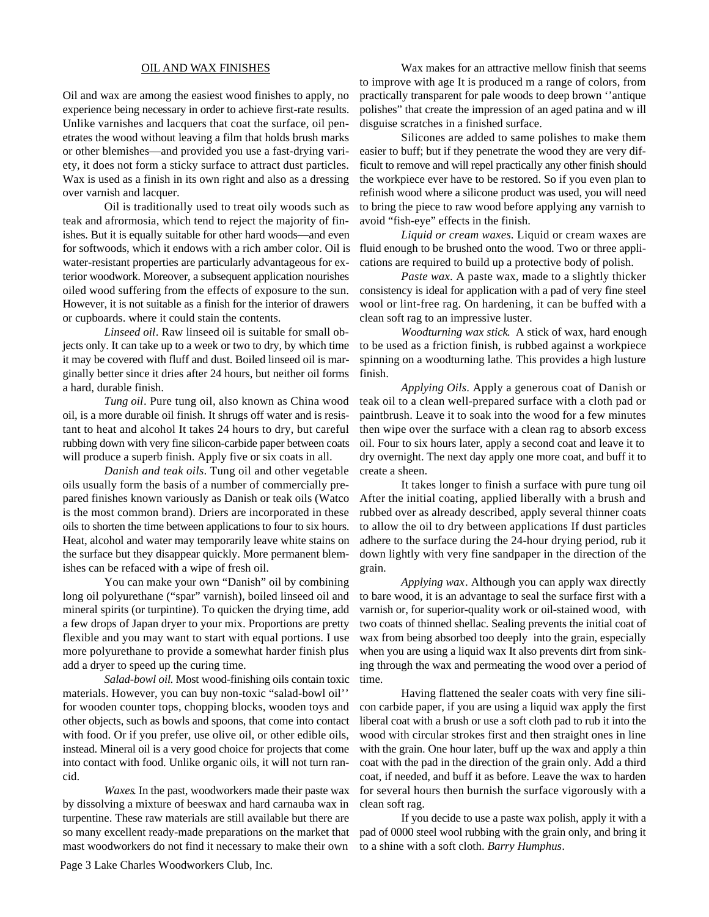## OIL AND WAX FINISHES

Oil and wax are among the easiest wood finishes to apply, no experience being necessary in order to achieve first-rate results. Unlike varnishes and lacquers that coat the surface, oil penetrates the wood without leaving a film that holds brush marks or other blemishes—and provided you use a fast-drying variety, it does not form a sticky surface to attract dust particles. Wax is used as a finish in its own right and also as a dressing over varnish and lacquer.

Oil is traditionally used to treat oily woods such as teak and afrormosia, which tend to reject the majority of finishes. But it is equally suitable for other hard woods—and even for softwoods, which it endows with a rich amber color. Oil is water-resistant properties are particularly advantageous for exterior woodwork. Moreover, a subsequent application nourishes oiled wood suffering from the effects of exposure to the sun. However, it is not suitable as a finish for the interior of drawers or cupboards. where it could stain the contents.

*Linseed oil*. Raw linseed oil is suitable for small objects only. It can take up to a week or two to dry, by which time it may be covered with fluff and dust. Boiled linseed oil is marginally better since it dries after 24 hours, but neither oil forms a hard, durable finish.

*Tung oil*. Pure tung oil, also known as China wood oil, is a more durable oil finish. It shrugs off water and is resistant to heat and alcohol It takes 24 hours to dry, but careful rubbing down with very fine silicon-carbide paper between coats will produce a superb finish. Apply five or six coats in all.

*Danish and teak oils*. Tung oil and other vegetable oils usually form the basis of a number of commercially prepared finishes known variously as Danish or teak oils (Watco is the most common brand). Driers are incorporated in these oils to shorten the time between applications to four to six hours. Heat, alcohol and water may temporarily leave white stains on the surface but they disappear quickly. More permanent blemishes can be refaced with a wipe of fresh oil.

You can make your own "Danish" oil by combining long oil polyurethane ("spar" varnish), boiled linseed oil and mineral spirits (or turpintine). To quicken the drying time, add a few drops of Japan dryer to your mix. Proportions are pretty flexible and you may want to start with equal portions. I use more polyurethane to provide a somewhat harder finish plus add a dryer to speed up the curing time.

*Salad-bowl oil.* Most wood-finishing oils contain toxic materials. However, you can buy non-toxic "salad-bowl oil'' for wooden counter tops, chopping blocks, wooden toys and other objects, such as bowls and spoons, that come into contact with food. Or if you prefer, use olive oil, or other edible oils, instead. Mineral oil is a very good choice for projects that come into contact with food. Unlike organic oils, it will not turn rancid.

*Waxes.* In the past, woodworkers made their paste wax by dissolving a mixture of beeswax and hard carnauba wax in turpentine. These raw materials are still available but there are so many excellent ready-made preparations on the market that mast woodworkers do not find it necessary to make their own

Wax makes for an attractive mellow finish that seems to improve with age It is produced m a range of colors, from practically transparent for pale woods to deep brown ''antique polishes" that create the impression of an aged patina and w ill disguise scratches in a finished surface.

Silicones are added to same polishes to make them easier to buff; but if they penetrate the wood they are very difficult to remove and will repel practically any other finish should the workpiece ever have to be restored. So if you even plan to refinish wood where a silicone product was used, you will need to bring the piece to raw wood before applying any varnish to avoid "fish-eye" effects in the finish.

*Liquid or cream waxes*. Liquid or cream waxes are fluid enough to be brushed onto the wood. Two or three applications are required to build up a protective body of polish.

*Paste wax*. A paste wax, made to a slightly thicker consistency is ideal for application with a pad of very fine steel wool or lint-free rag. On hardening, it can be buffed with a clean soft rag to an impressive luster.

*Woodturning wax stick.* A stick of wax, hard enough to be used as a friction finish, is rubbed against a workpiece spinning on a woodturning lathe. This provides a high lusture finish.

*Applying Oils*. Apply a generous coat of Danish or teak oil to a clean well-prepared surface with a cloth pad or paintbrush. Leave it to soak into the wood for a few minutes then wipe over the surface with a clean rag to absorb excess oil. Four to six hours later, apply a second coat and leave it to dry overnight. The next day apply one more coat, and buff it to create a sheen.

It takes longer to finish a surface with pure tung oil After the initial coating, applied liberally with a brush and rubbed over as already described, apply several thinner coats to allow the oil to dry between applications If dust particles adhere to the surface during the 24-hour drying period, rub it down lightly with very fine sandpaper in the direction of the grain.

*Applying wax*. Although you can apply wax directly to bare wood, it is an advantage to seal the surface first with a varnish or, for superior-quality work or oil-stained wood, with two coats of thinned shellac. Sealing prevents the initial coat of wax from being absorbed too deeply into the grain, especially when you are using a liquid wax It also prevents dirt from sinking through the wax and permeating the wood over a period of time.

Having flattened the sealer coats with very fine silicon carbide paper, if you are using a liquid wax apply the first liberal coat with a brush or use a soft cloth pad to rub it into the wood with circular strokes first and then straight ones in line with the grain. One hour later, buff up the wax and apply a thin coat with the pad in the direction of the grain only. Add a third coat, if needed, and buff it as before. Leave the wax to harden for several hours then burnish the surface vigorously with a clean soft rag.

If you decide to use a paste wax polish, apply it with a pad of 0000 steel wool rubbing with the grain only, and bring it to a shine with a soft cloth. *Barry Humphus*.